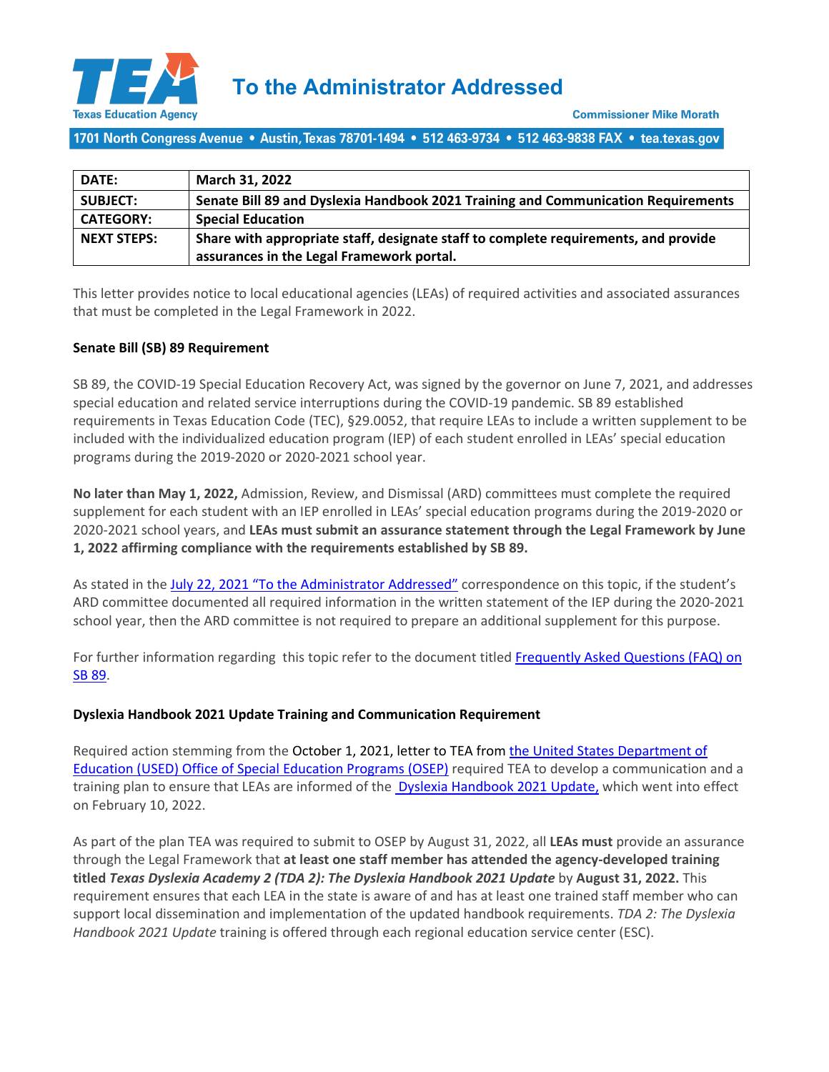# To the Administrator Addressed

Commissioner Mike Morath

1701 North Congress Avenue • Austin, Texas 78701-1494 • 512 463-9734 • 512 463-9838 FAX • tea.texas.gov

| DATE: | March 31, 2022 |
|---|---|
| SUBJECT: | Senate Bill 89 and Dyslexia Handbook 2021 Training and Communication Requirements |
| CATEGORY: | Special Education |
| NEXT STEPS: | Share with appropriate staff, designate staff to complete requirements, and provide assurances in the Legal Framework portal. |

This letter provides notice to local educational agencies (LEAs) of required activities and associated assurances that must be completed in the Legal Framework in 2022.

**Senate Bill (SB) 89 Requirement**

SB 89, the COVID-19 Special Education Recovery Act, was signed by the governor on June 7, 2021, and addresses special education and related service interruptions during the COVID-19 pandemic. SB 89 established requirements in Texas Education Code (TEC), §29.0052, that require LEAs to include a written supplement to be included with the individualized education program (IEP) of each student enrolled in LEAs' special education programs during the 2019-2020 or 2020-2021 school year.

**No later than May 1, 2022,** Admission, Review, and Dismissal (ARD) committees must complete the required supplement for each student with an IEP enrolled in LEAs' special education programs during the 2019-2020 or 2020-2021 school years, and **LEAs must submit an assurance statement through the Legal Framework by June 1, 2022 affirming compliance with the requirements established by SB 89.**

As stated in the July 22, 2021 "To the Administrator Addressed" correspondence on this topic, if the student's ARD committee documented all required information in the written statement of the IEP during the 2020-2021 school year, then the ARD committee is not required to prepare an additional supplement for this purpose.

For further information regarding this topic refer to the document titled Frequently Asked Questions (FAQ) on SB 89.

**Dyslexia Handbook 2021 Update Training and Communication Requirement**

Required action stemming from the October 1, 2021, letter to TEA from the United States Department of Education (USED) Office of Special Education Programs (OSEP) required TEA to develop a communication and a training plan to ensure that LEAs are informed of the Dyslexia Handbook 2021 Update, which went into effect on February 10, 2022.

As part of the plan TEA was required to submit to OSEP by August 31, 2022, all **LEAs must** provide an assurance through the Legal Framework that **at least one staff member has attended the agency-developed training titled *Texas Dyslexia Academy 2 (TDA 2): The Dyslexia Handbook 2021 Update*** by **August 31, 2022.** This requirement ensures that each LEA in the state is aware of and has at least one trained staff member who can support local dissemination and implementation of the updated handbook requirements. *TDA 2: The Dyslexia Handbook 2021 Update* training is offered through each regional education service center (ESC).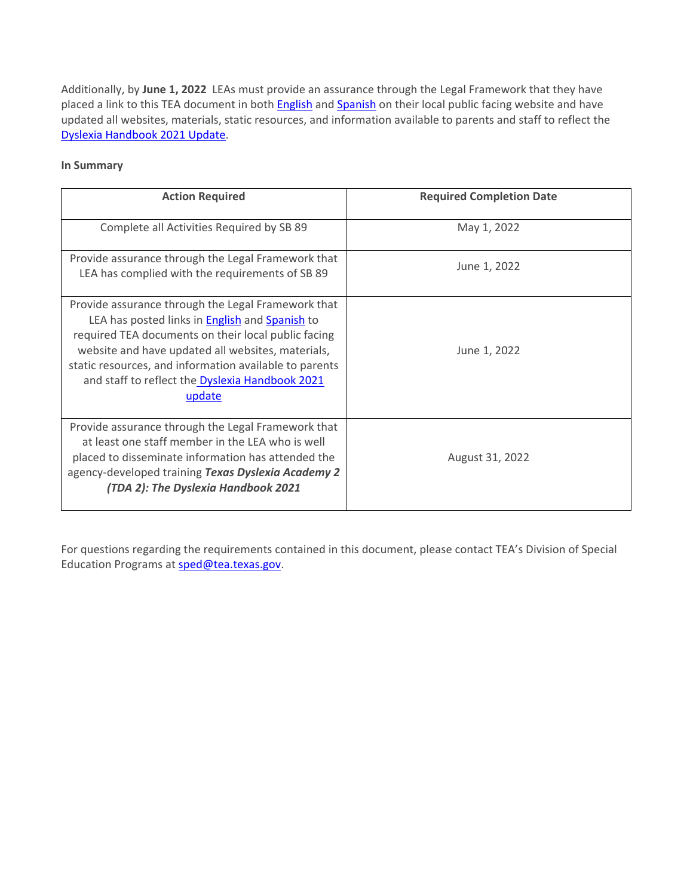Additionally, by **June 1, 2022** LEAs must provide an assurance through the Legal Framework that they have placed a link to this TEA document in both English and Spanish on their local public facing website and have updated all websites, materials, static resources, and information available to parents and staff to reflect the Dyslexia Handbook 2021 Update.

**In Summary**

| Action Required | Required Completion Date |
|---|---|
| Complete all Activities Required by SB 89 | May 1, 2022 |
| Provide assurance through the Legal Framework that LEA has complied with the requirements of SB 89 | June 1, 2022 |
| Provide assurance through the Legal Framework that LEA has posted links in English and Spanish to required TEA documents on their local public facing website and have updated all websites, materials, static resources, and information available to parents and staff to reflect the Dyslexia Handbook 2021 update | June 1, 2022 |
| Provide assurance through the Legal Framework that at least one staff member in the LEA who is well placed to disseminate information has attended the agency-developed training ***Texas Dyslexia Academy 2 (TDA 2): The Dyslexia Handbook 2021*** | August 31, 2022 |

For questions regarding the requirements contained in this document, please contact TEA's Division of Special Education Programs at sped@tea.texas.gov.